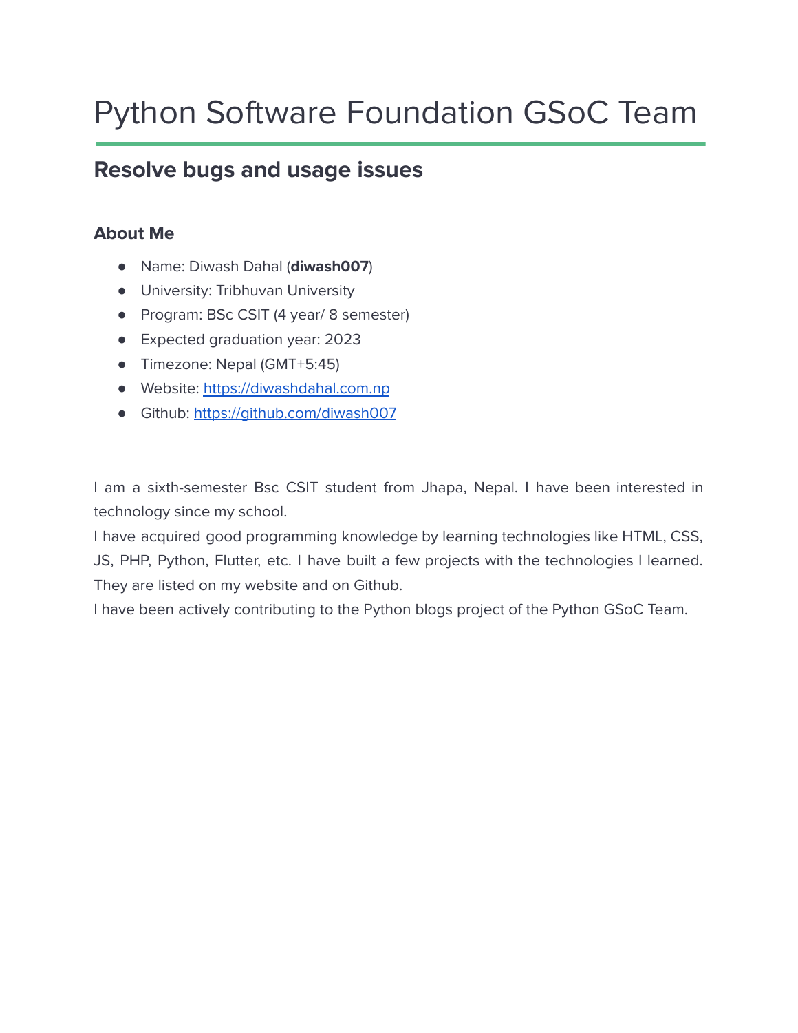# Python Software Foundation GSoC Team

## Resolve bugs and usage issues

### About Me

- Name: Diwash Dahal (**diwash007**)
- University: Tribhuvan University
- Program: BSc CSIT (4 year/ 8 semester)
- Expected graduation year: 2023
- Timezone: Nepal (GMT+5:45)
- Website: [https://diwashdahal.com.np](https://diwashdahal.com.np)
- Github: [https://github.com/diwash007](https://github.com/diwash007)

I am a sixth-semester Bsc CSIT student from Jhapa, Nepal. I have been interested in technology since my school.

I have acquired good programming knowledge by learning technologies like HTML, CSS, JS, PHP, Python, Flutter, etc. I have built a few projects with the technologies I learned. They are listed on my website and on Github.

I have been actively contributing to the Python blogs project of the Python GSoC Team.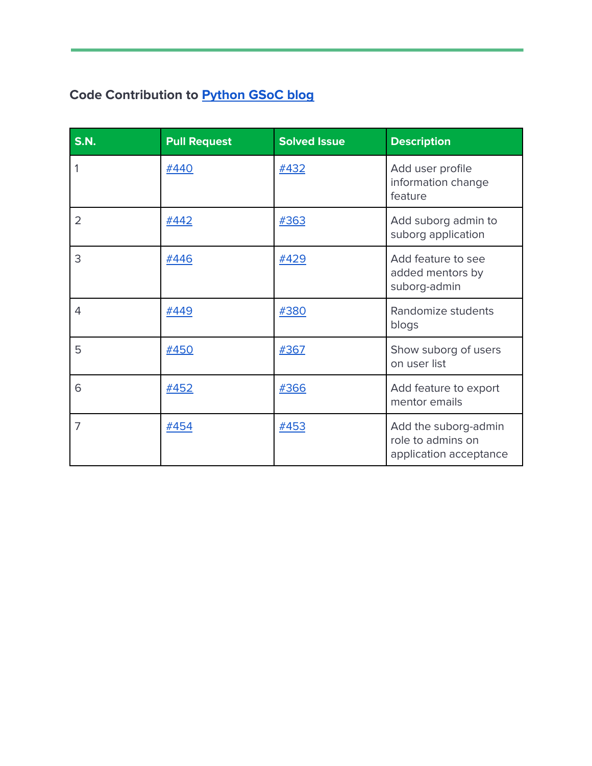### Code Contribution to Python GSoC blog

| S.N. | Pull Request | Solved Issue | Description |
|---|---|---|---|
| 1 | #440 | #432 | Add user profile information change feature |
| 2 | #442 | #363 | Add suborg admin to suborg application |
| 3 | #446 | #429 | Add feature to see added mentors by suborg-admin |
| 4 | #449 | #380 | Randomize students blogs |
| 5 | #450 | #367 | Show suborg of users on user list |
| 6 | #452 | #366 | Add feature to export mentor emails |
| 7 | #454 | #453 | Add the suborg-admin role to admins on application acceptance |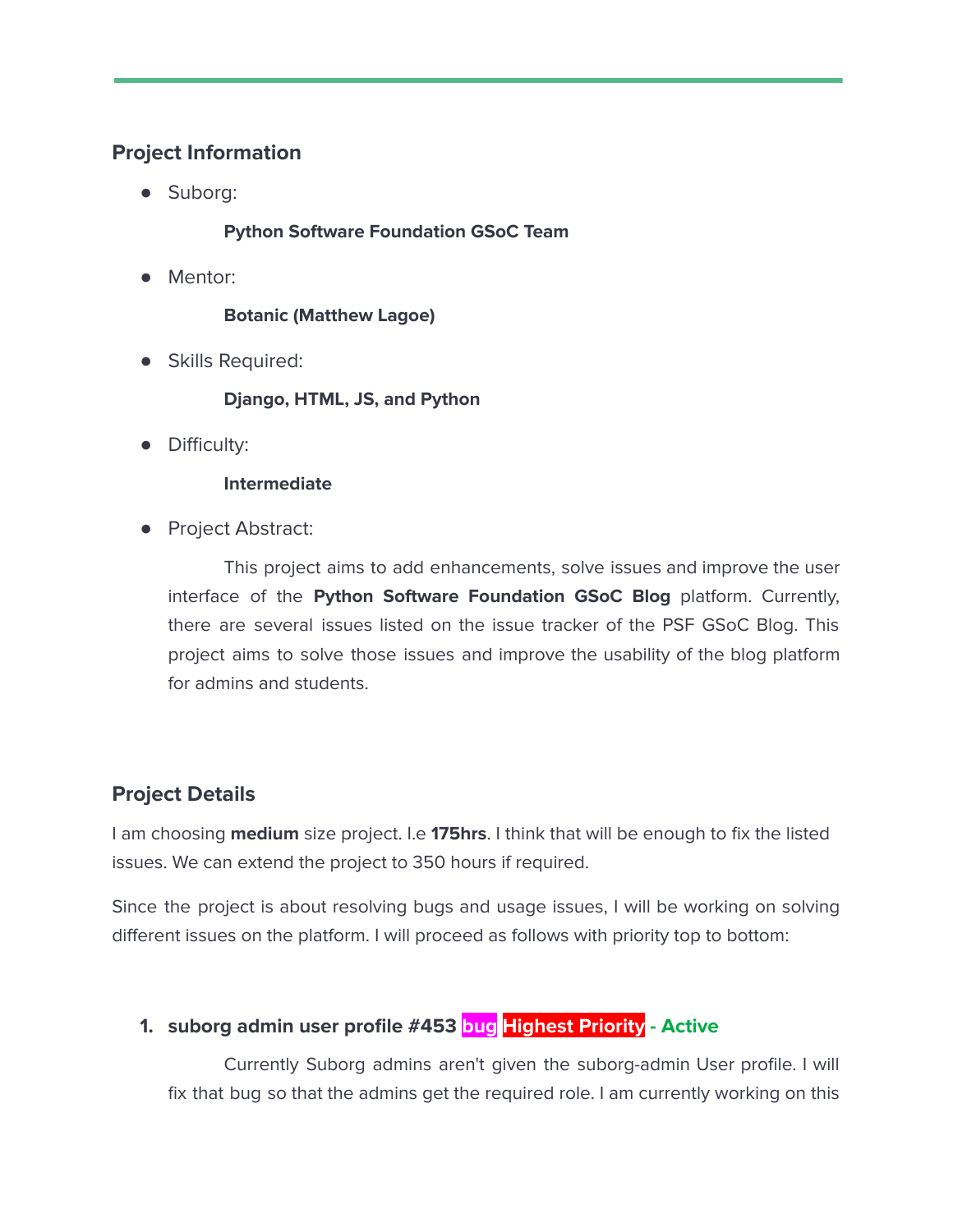## Project Information

- Suborg:

  **Python Software Foundation GSoC Team**

- Mentor:

  **Botanic (Matthew Lagoe)**

- Skills Required:

  **Django, HTML, JS, and Python**

- Difficulty:

  **Intermediate**

- Project Abstract:

  This project aims to add enhancements, solve issues and improve the user interface of the **Python Software Foundation GSoC Blog** platform. Currently, there are several issues listed on the issue tracker of the PSF GSoC Blog. This project aims to solve those issues and improve the usability of the blog platform for admins and students.

## Project Details

I am choosing **medium** size project. I.e **175hrs**. I think that will be enough to fix the listed issues. We can extend the project to 350 hours if required.

Since the project is about resolving bugs and usage issues, I will be working on solving different issues on the platform. I will proceed as follows with priority top to bottom:

1. **suborg admin user profile #453 bug Highest Priority - Active**

   Currently Suborg admins aren't given the suborg-admin User profile. I will fix that bug so that the admins get the required role. I am currently working on this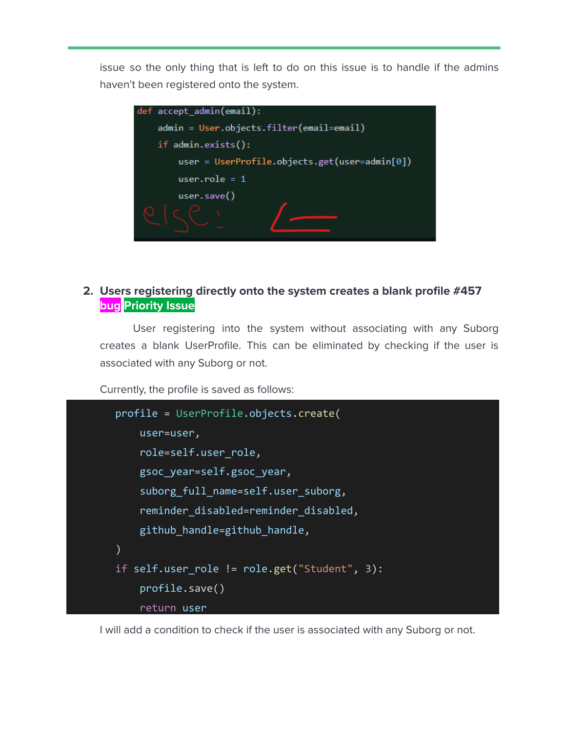issue so the only thing that is left to do on this issue is to handle if the admins haven't been registered onto the system.

```
def accept_admin(email):
    admin = User.objects.filter(email=email)
    if admin.exists():
        user = UserProfile.objects.get(user=admin[0])
        user.role = 1
        user.save()
else:
```

## 2. Users registering directly onto the system creates a blank profile #457

**bug** **Priority Issue**

User registering into the system without associating with any Suborg creates a blank UserProfile. This can be eliminated by checking if the user is associated with any Suborg or not.

Currently, the profile is saved as follows:

```
profile = UserProfile.objects.create(
    user=user,
    role=self.user_role,
    gsoc_year=self.gsoc_year,
    suborg_full_name=self.user_suborg,
    reminder_disabled=reminder_disabled,
    github_handle=github_handle,
)
if self.user_role != role.get("Student", 3):
    profile.save()
    return user
```

I will add a condition to check if the user is associated with any Suborg or not.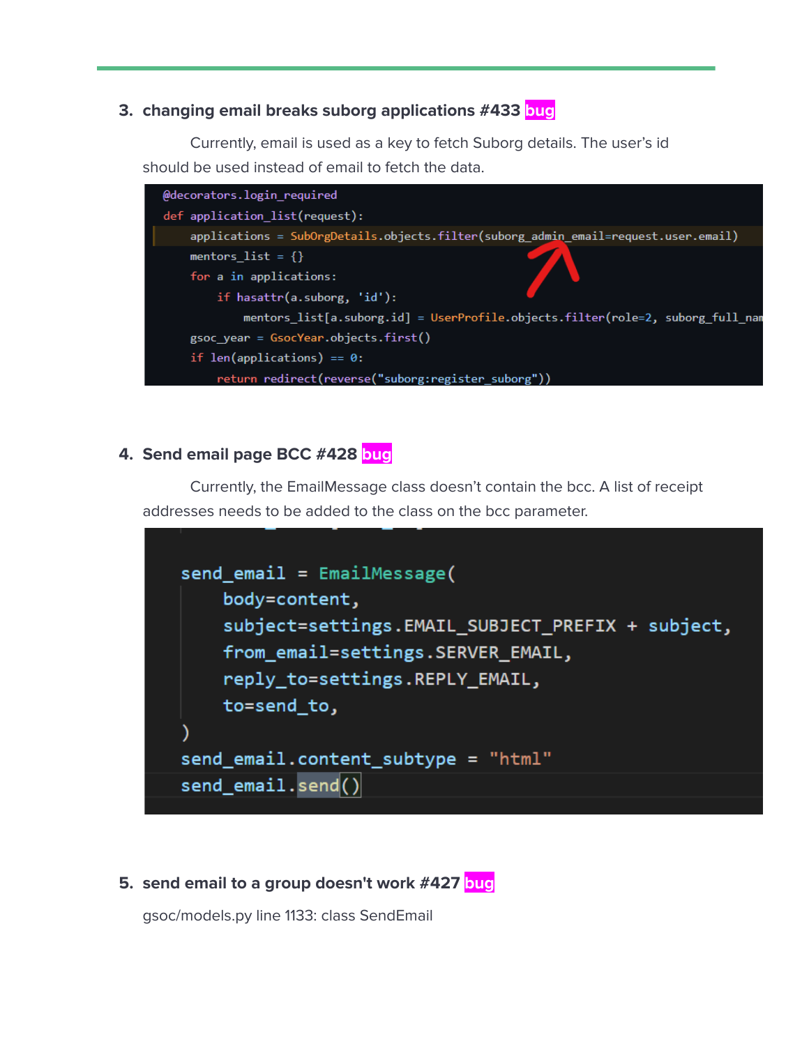3. **changing email breaks suborg applications #433** bug

    Currently, email is used as a key to fetch Suborg details. The user's id should be used instead of email to fetch the data.

```
@decorators.login_required
def application_list(request):
    applications = SubOrgDetails.objects.filter(suborg_admin_email=request.user.email)
    mentors_list = {}
    for a in applications:
        if hasattr(a.suborg, 'id'):
            mentors_list[a.suborg.id] = UserProfile.objects.filter(role=2, suborg_full_nam
    gsoc_year = GsocYear.objects.first()
    if len(applications) == 0:
        return redirect(reverse("suborg:register_suborg"))
```

4. **Send email page BCC #428** bug

    Currently, the EmailMessage class doesn't contain the bcc. A list of receipt addresses needs to be added to the class on the bcc parameter.

```
send_email = EmailMessage(
    body=content,
    subject=settings.EMAIL_SUBJECT_PREFIX + subject,
    from_email=settings.SERVER_EMAIL,
    reply_to=settings.REPLY_EMAIL,
    to=send_to,
)
send_email.content_subtype = "html"
send_email.send()
```

5. **send email to a group doesn't work #427** bug

    gsoc/models.py line 1133: class SendEmail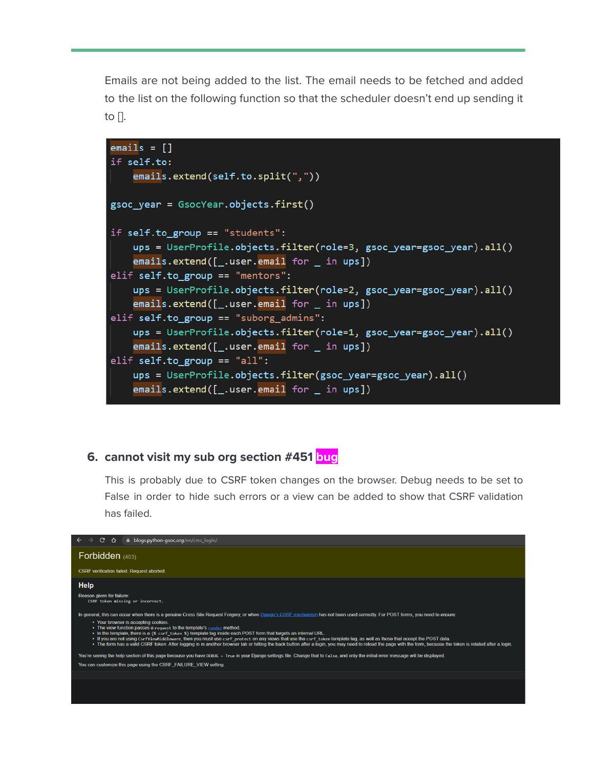Emails are not being added to the list. The email needs to be fetched and added to the list on the following function so that the scheduler doesn't end up sending it to [].

```
emails = []
if self.to:
    emails.extend(self.to.split(","))

gsoc_year = GsocYear.objects.first()

if self.to_group == "students":
    ups = UserProfile.objects.filter(role=3, gsoc_year=gsoc_year).all()
    emails.extend([_.user.email for _ in ups])
elif self.to_group == "mentors":
    ups = UserProfile.objects.filter(role=2, gsoc_year=gsoc_year).all()
    emails.extend([_.user.email for _ in ups])
elif self.to_group == "suborg_admins":
    ups = UserProfile.objects.filter(role=1, gsoc_year=gsoc_year).all()
    emails.extend([_.user.email for _ in ups])
elif self.to_group == "all":
    ups = UserProfile.objects.filter(gsoc_year=gsoc_year).all()
    emails.extend([_.user.email for _ in ups])
```

## 6. cannot visit my sub org section #451 bug

This is probably due to CSRF token changes on the browser. Debug needs to be set to False in order to hide such errors or a view can be added to show that CSRF validation has failed.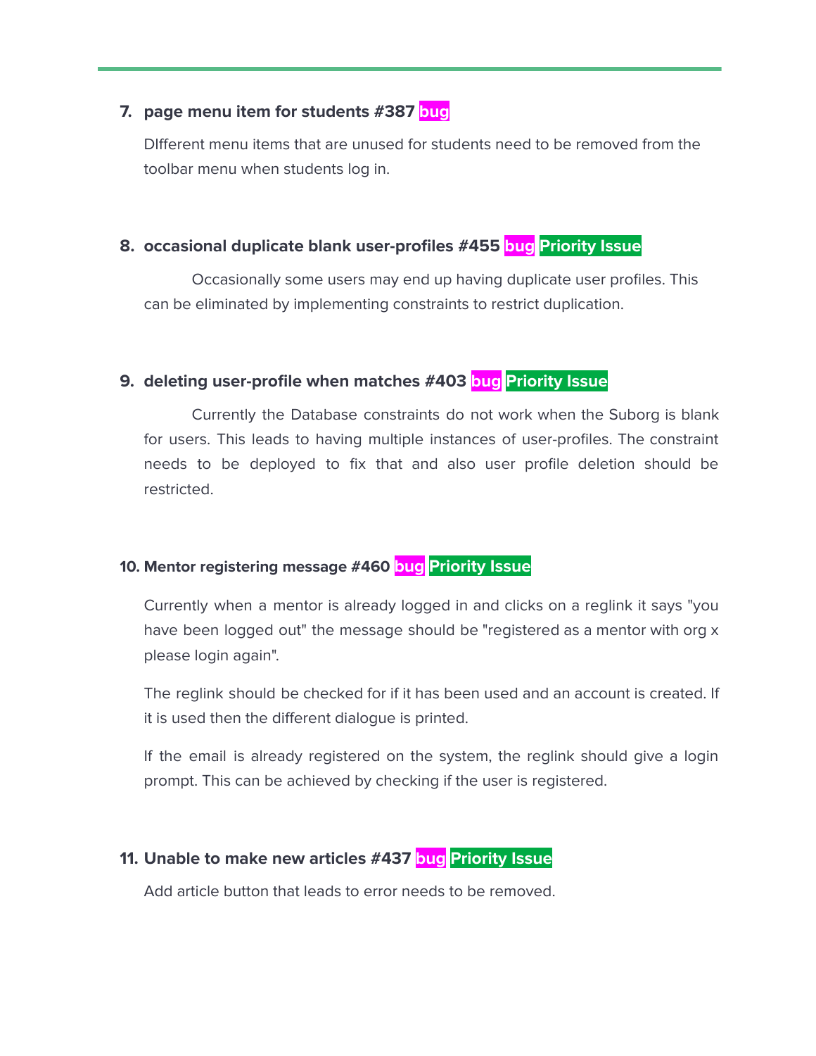7. **page menu item for students #387** bug

   DIfferent menu items that are unused for students need to be removed from the toolbar menu when students log in.

8. **occasional duplicate blank user-profiles #455** bug Priority Issue

   Occasionally some users may end up having duplicate user profiles. This can be eliminated by implementing constraints to restrict duplication.

9. **deleting user-profile when matches #403** bug Priority Issue

   Currently the Database constraints do not work when the Suborg is blank for users. This leads to having multiple instances of user-profiles. The constraint needs to be deployed to fix that and also user profile deletion should be restricted.

10. **Mentor registering message #460** bug Priority Issue

    Currently when a mentor is already logged in and clicks on a reglink it says "you have been logged out" the message should be "registered as a mentor with org x please login again".

    The reglink should be checked for if it has been used and an account is created. If it is used then the different dialogue is printed.

    If the email is already registered on the system, the reglink should give a login prompt. This can be achieved by checking if the user is registered.

11. **Unable to make new articles #437** bug Priority Issue

    Add article button that leads to error needs to be removed.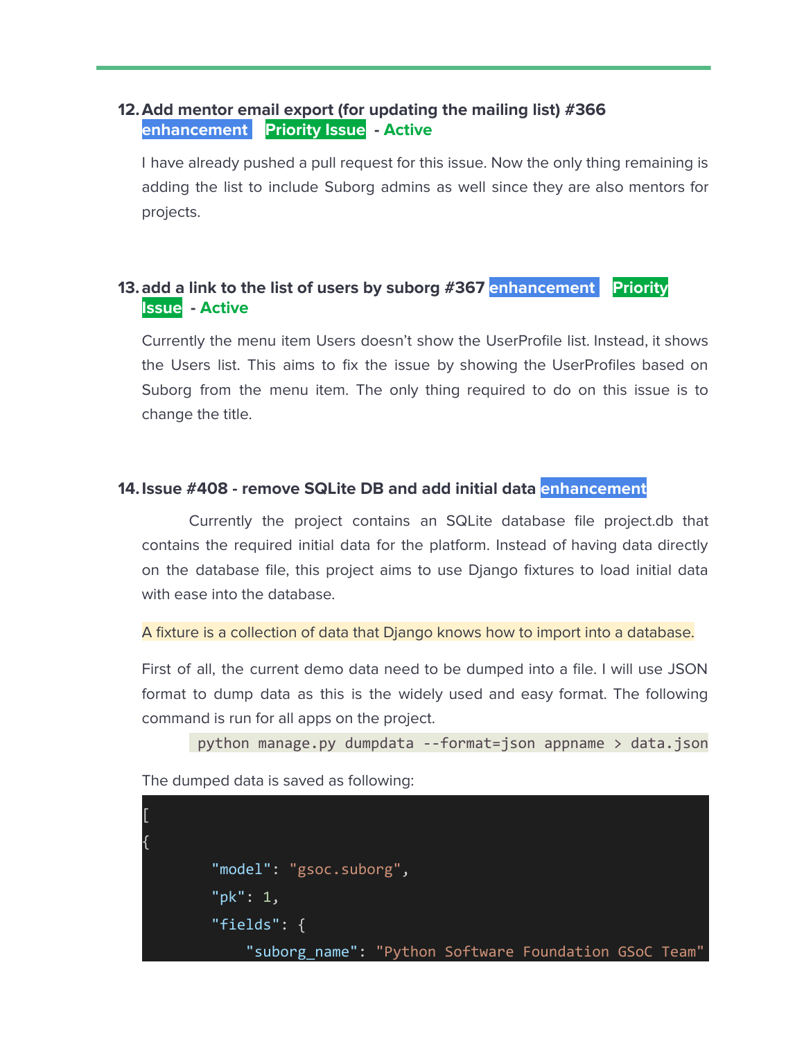12. **Add mentor email export (for updating the mailing list) #366**
    **enhancement** **Priority Issue** **- Active**

    I have already pushed a pull request for this issue. Now the only thing remaining is adding the list to include Suborg admins as well since they are also mentors for projects.

13. **add a link to the list of users by suborg #367** **enhancement** **Priority Issue** **- Active**

    Currently the menu item Users doesn't show the UserProfile list. Instead, it shows the Users list. This aims to fix the issue by showing the UserProfiles based on Suborg from the menu item. The only thing required to do on this issue is to change the title.

14. **Issue #408 - remove SQLite DB and add initial data** **enhancement**

    Currently the project contains an SQLite database file project.db that contains the required initial data for the platform. Instead of having data directly on the database file, this project aims to use Django fixtures to load initial data with ease into the database.

    A fixture is a collection of data that Django knows how to import into a database.

    First of all, the current demo data need to be dumped into a file. I will use JSON format to dump data as this is the widely used and easy format. The following command is run for all apps on the project.

    ```
    python manage.py dumpdata --format=json appname > data.json
    ```

    The dumped data is saved as following:

    ```
    [
    {
            "model": "gsoc.suborg",
            "pk": 1,
            "fields": {
                "suborg_name": "Python Software Foundation GSoC Team"
    ```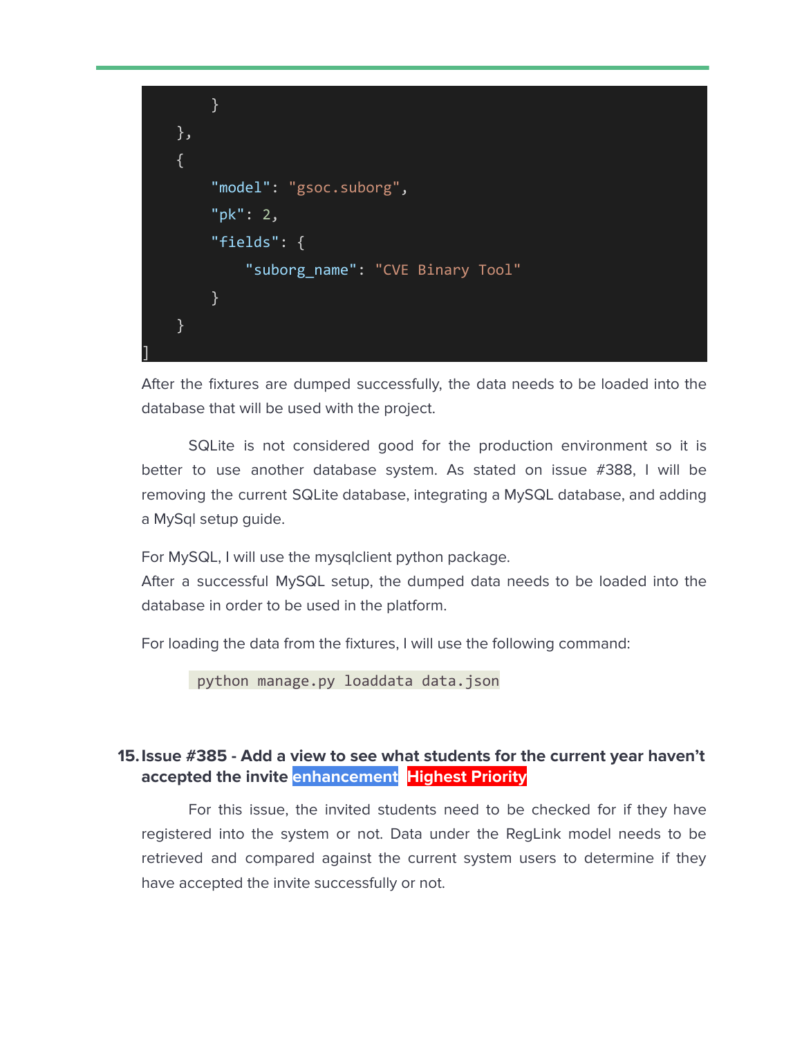```
        }
    },
    {
        "model": "gsoc.suborg",
        "pk": 2,
        "fields": {
            "suborg_name": "CVE Binary Tool"
        }
    }
]
```

After the fixtures are dumped successfully, the data needs to be loaded into the database that will be used with the project.

SQLite is not considered good for the production environment so it is better to use another database system. As stated on issue #388, I will be removing the current SQLite database, integrating a MySQL database, and adding a MySql setup guide.

For MySQL, I will use the mysqlclient python package.
After a successful MySQL setup, the dumped data needs to be loaded into the database in order to be used in the platform.

For loading the data from the fixtures, I will use the following command:

```
python manage.py loaddata data.json
```

15. **Issue #385 - Add a view to see what students for the current year haven't accepted the invite** **enhancement** **Highest Priority**

For this issue, the invited students need to be checked for if they have registered into the system or not. Data under the RegLink model needs to be retrieved and compared against the current system users to determine if they have accepted the invite successfully or not.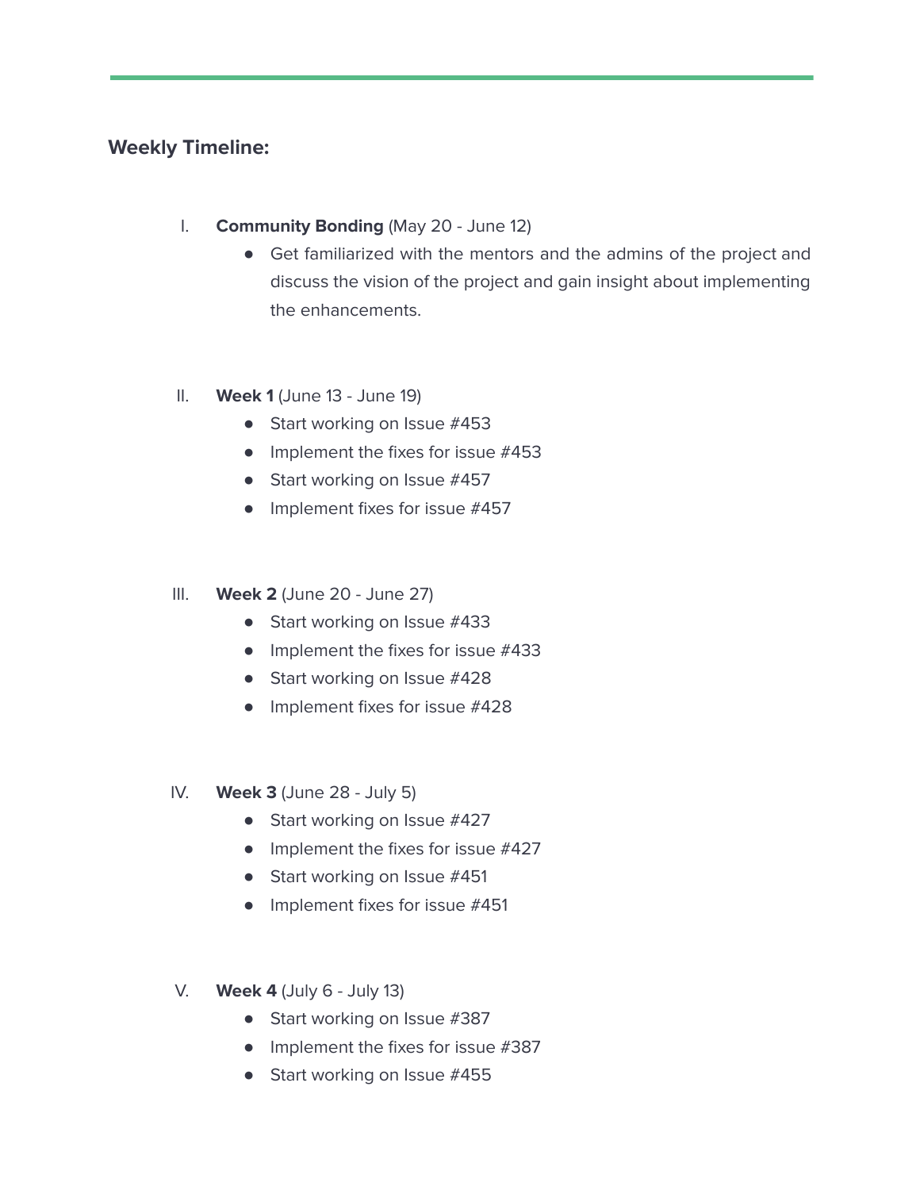**Weekly Timeline:**

I. **Community Bonding** (May 20 - June 12)
   - Get familiarized with the mentors and the admins of the project and discuss the vision of the project and gain insight about implementing the enhancements.

II. **Week 1** (June 13 - June 19)
   - Start working on Issue #453
   - Implement the fixes for issue #453
   - Start working on Issue #457
   - Implement fixes for issue #457

III. **Week 2** (June 20 - June 27)
   - Start working on Issue #433
   - Implement the fixes for issue #433
   - Start working on Issue #428
   - Implement fixes for issue #428

IV. **Week 3** (June 28 - July 5)
   - Start working on Issue #427
   - Implement the fixes for issue #427
   - Start working on Issue #451
   - Implement fixes for issue #451

V. **Week 4** (July 6 - July 13)
   - Start working on Issue #387
   - Implement the fixes for issue #387
   - Start working on Issue #455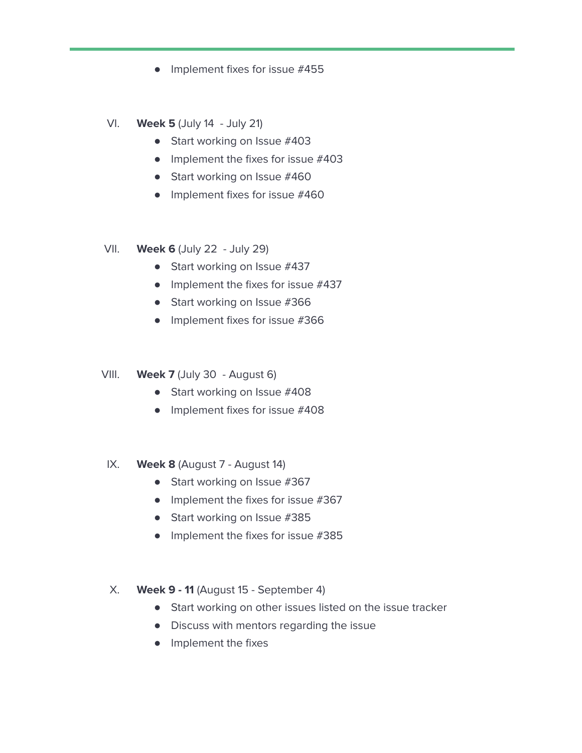- Implement fixes for issue #455

VI. **Week 5** (July 14  - July 21)
- Start working on Issue #403
- Implement the fixes for issue #403
- Start working on Issue #460
- Implement fixes for issue #460

VII. **Week 6** (July 22  - July 29)
- Start working on Issue #437
- Implement the fixes for issue #437
- Start working on Issue #366
- Implement fixes for issue #366

VIII. **Week 7** (July 30  - August 6)
- Start working on Issue #408
- Implement fixes for issue #408

IX. **Week 8** (August 7 - August 14)
- Start working on Issue #367
- Implement the fixes for issue #367
- Start working on Issue #385
- Implement the fixes for issue #385

X. **Week 9 - 11** (August 15 - September 4)
- Start working on other issues listed on the issue tracker
- Discuss with mentors regarding the issue
- Implement the fixes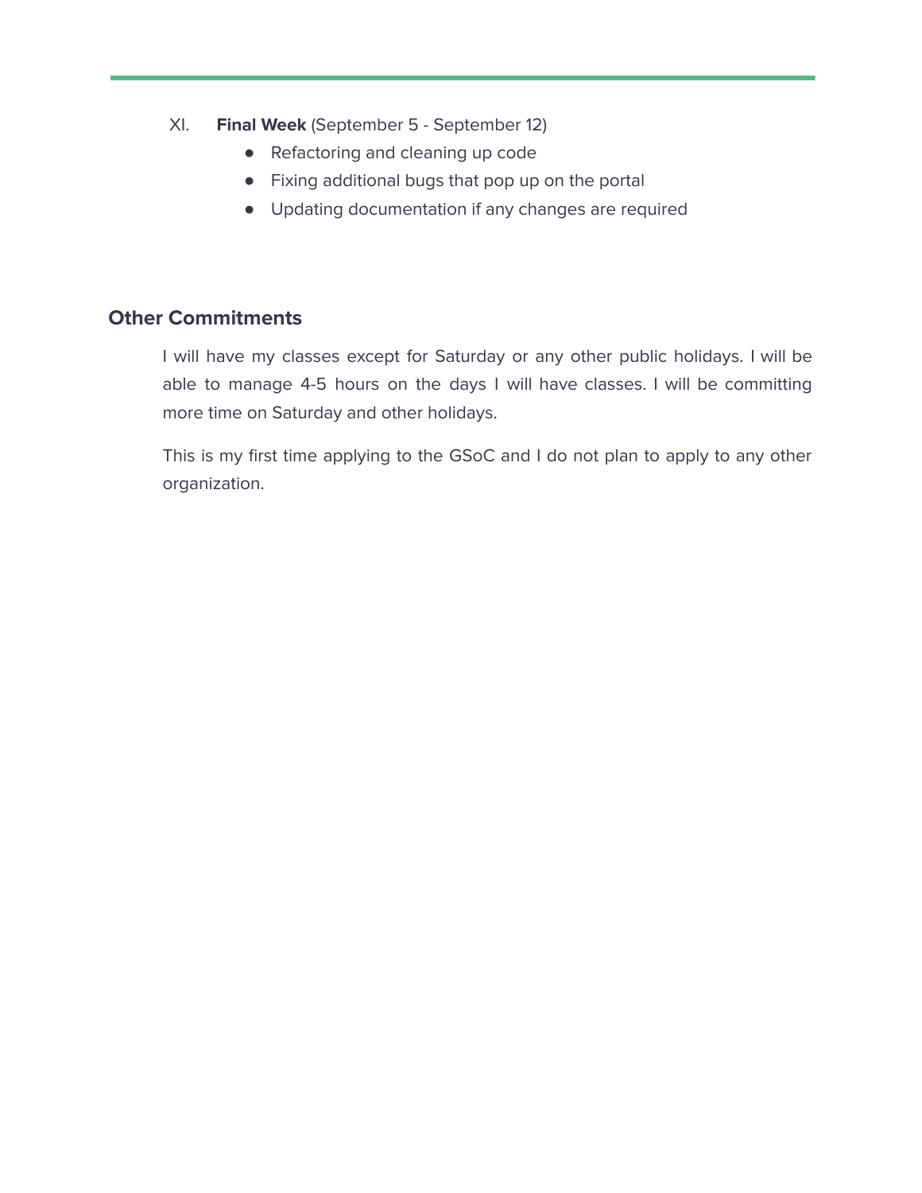XI. **Final Week** (September 5 - September 12)

- Refactoring and cleaning up code
- Fixing additional bugs that pop up on the portal
- Updating documentation if any changes are required

## Other Commitments

I will have my classes except for Saturday or any other public holidays. I will be able to manage 4-5 hours on the days I will have classes. I will be committing more time on Saturday and other holidays.

This is my first time applying to the GSoC and I do not plan to apply to any other organization.